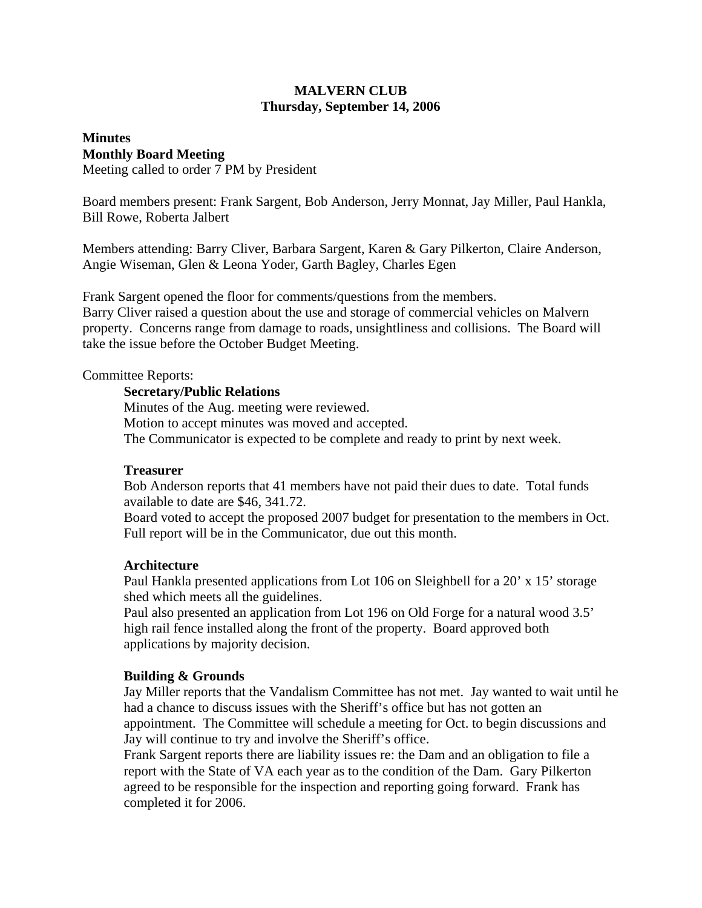**MALVERN CLUB**
**Thursday, September 14, 2006**

**Minutes**
**Monthly Board Meeting**
Meeting called to order 7 PM by President

Board members present: Frank Sargent, Bob Anderson, Jerry Monnat, Jay Miller, Paul Hankla, Bill Rowe, Roberta Jalbert

Members attending: Barry Cliver, Barbara Sargent, Karen & Gary Pilkerton, Claire Anderson, Angie Wiseman, Glen & Leona Yoder, Garth Bagley, Charles Egen

Frank Sargent opened the floor for comments/questions from the members.
Barry Cliver raised a question about the use and storage of commercial vehicles on Malvern property. Concerns range from damage to roads, unsightliness and collisions. The Board will take the issue before the October Budget Meeting.

Committee Reports:

**Secretary/Public Relations**
Minutes of the Aug. meeting were reviewed.
Motion to accept minutes was moved and accepted.
The Communicator is expected to be complete and ready to print by next week.

**Treasurer**
Bob Anderson reports that 41 members have not paid their dues to date. Total funds available to date are $46, 341.72.
Board voted to accept the proposed 2007 budget for presentation to the members in Oct. Full report will be in the Communicator, due out this month.

**Architecture**
Paul Hankla presented applications from Lot 106 on Sleighbell for a 20' x 15' storage shed which meets all the guidelines.
Paul also presented an application from Lot 196 on Old Forge for a natural wood 3.5' high rail fence installed along the front of the property. Board approved both applications by majority decision.

**Building & Grounds**
Jay Miller reports that the Vandalism Committee has not met. Jay wanted to wait until he had a chance to discuss issues with the Sheriff's office but has not gotten an appointment. The Committee will schedule a meeting for Oct. to begin discussions and Jay will continue to try and involve the Sheriff's office.
Frank Sargent reports there are liability issues re: the Dam and an obligation to file a report with the State of VA each year as to the condition of the Dam. Gary Pilkerton agreed to be responsible for the inspection and reporting going forward. Frank has completed it for 2006.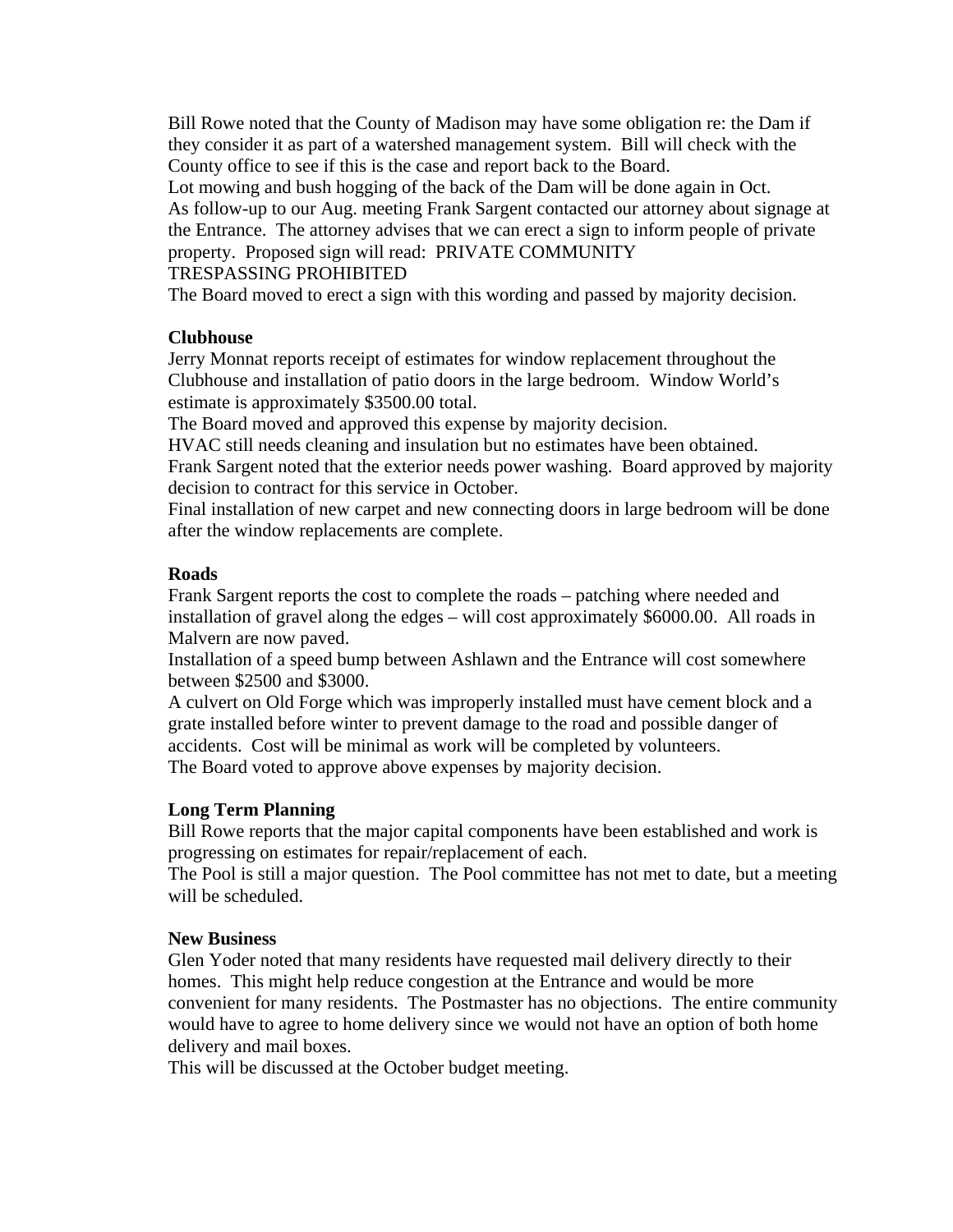Bill Rowe noted that the County of Madison may have some obligation re: the Dam if they consider it as part of a watershed management system. Bill will check with the County office to see if this is the case and report back to the Board.

Lot mowing and bush hogging of the back of the Dam will be done again in Oct.

As follow-up to our Aug. meeting Frank Sargent contacted our attorney about signage at the Entrance. The attorney advises that we can erect a sign to inform people of private property. Proposed sign will read: PRIVATE COMMUNITY
TRESPASSING PROHIBITED

The Board moved to erect a sign with this wording and passed by majority decision.

**Clubhouse**

Jerry Monnat reports receipt of estimates for window replacement throughout the Clubhouse and installation of patio doors in the large bedroom. Window World's estimate is approximately $3500.00 total.

The Board moved and approved this expense by majority decision.

HVAC still needs cleaning and insulation but no estimates have been obtained.

Frank Sargent noted that the exterior needs power washing. Board approved by majority decision to contract for this service in October.

Final installation of new carpet and new connecting doors in large bedroom will be done after the window replacements are complete.

**Roads**

Frank Sargent reports the cost to complete the roads – patching where needed and installation of gravel along the edges – will cost approximately $6000.00. All roads in Malvern are now paved.

Installation of a speed bump between Ashlawn and the Entrance will cost somewhere between $2500 and $3000.

A culvert on Old Forge which was improperly installed must have cement block and a grate installed before winter to prevent damage to the road and possible danger of accidents. Cost will be minimal as work will be completed by volunteers.

The Board voted to approve above expenses by majority decision.

**Long Term Planning**

Bill Rowe reports that the major capital components have been established and work is progressing on estimates for repair/replacement of each.

The Pool is still a major question. The Pool committee has not met to date, but a meeting will be scheduled.

**New Business**

Glen Yoder noted that many residents have requested mail delivery directly to their homes. This might help reduce congestion at the Entrance and would be more convenient for many residents. The Postmaster has no objections. The entire community would have to agree to home delivery since we would not have an option of both home delivery and mail boxes.

This will be discussed at the October budget meeting.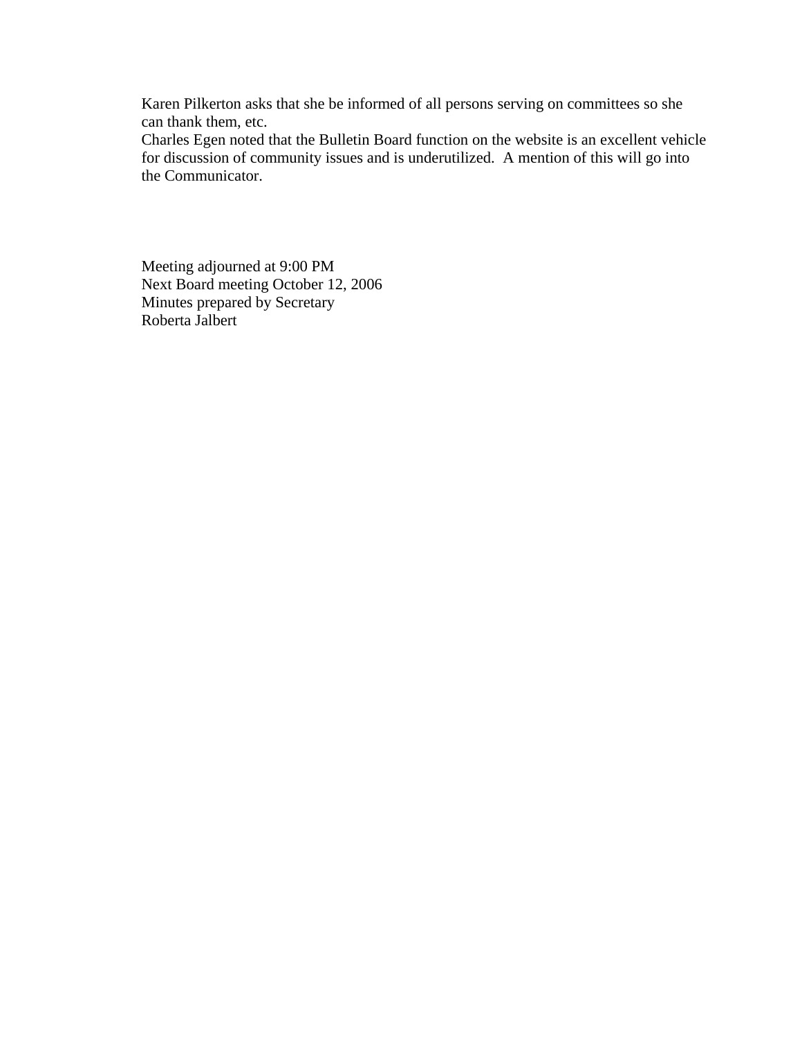Karen Pilkerton asks that she be informed of all persons serving on committees so she can thank them, etc.
Charles Egen noted that the Bulletin Board function on the website is an excellent vehicle for discussion of community issues and is underutilized. A mention of this will go into the Communicator.

Meeting adjourned at 9:00 PM
Next Board meeting October 12, 2006
Minutes prepared by Secretary
Roberta Jalbert